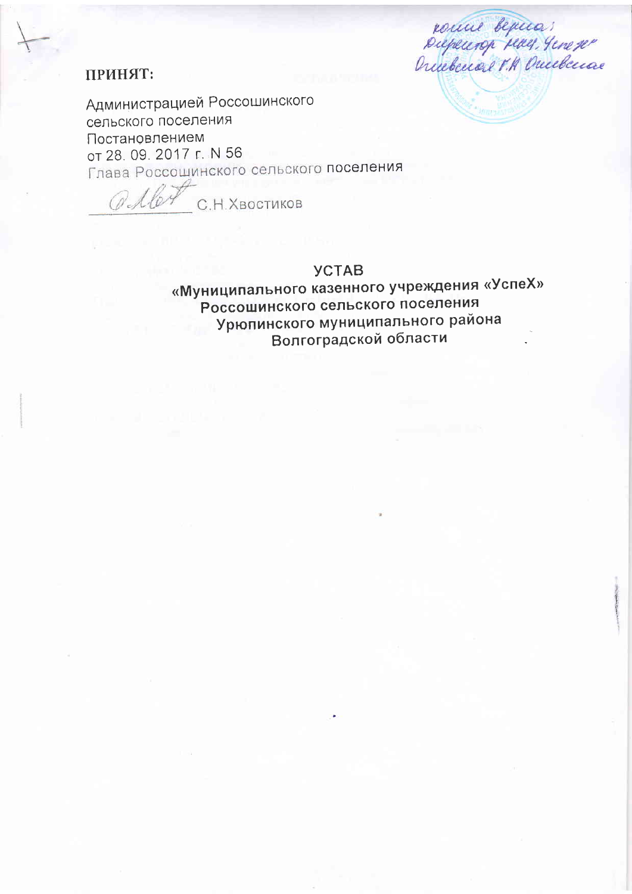копия верна:
Директор МКУ "УспеХ"
Олейская Г.Н. Олейская

**ПРИНЯТ:**

Администрацией Россошинского сельского поселения
Постановлением
от 28. 09. 2017 г. N 56
Глава Россошинского сельского поселения

_____________ С.Н.Хвостиков

# УСТАВ
## «Муниципального казенного учреждения «УспеХ» Россошинского сельского поселения Урюпинского муниципального района Волгоградской области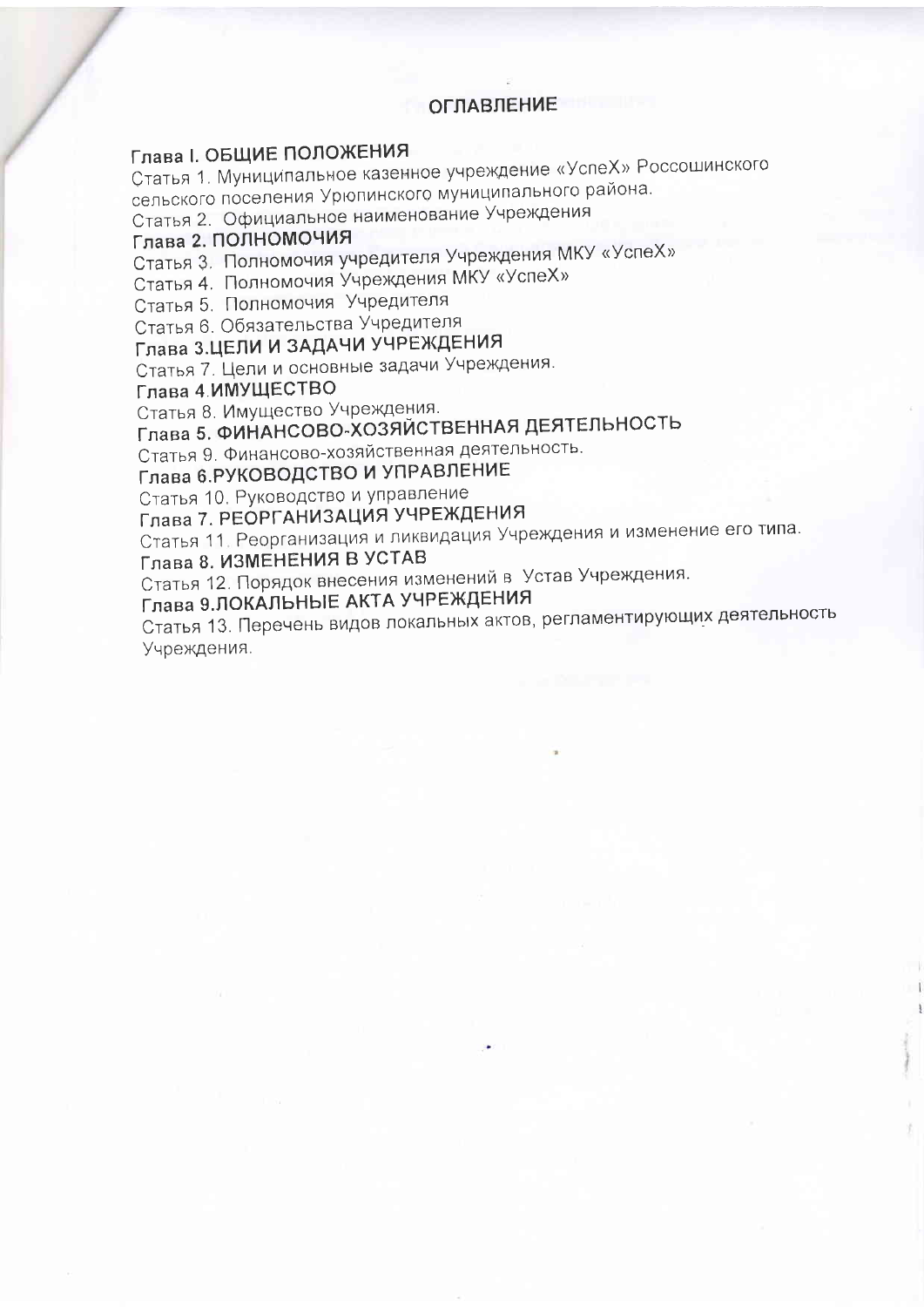# ОГЛАВЛЕНИЕ

## Глава I. ОБЩИЕ ПОЛОЖЕНИЯ

Статья 1. Муниципальное казенное учреждение «УспеХ» Россошинского сельского поселения Урюпинского муниципального района.

Статья 2. Официальное наименование Учреждения

## Глава 2. ПОЛНОМОЧИЯ

Статья 3. Полномочия учредителя Учреждения МКУ «УспеХ»

Статья 4. Полномочия Учреждения МКУ «УспеХ»

Статья 5. Полномочия Учредителя

Статья 6. Обязательства Учредителя

## Глава 3.ЦЕЛИ И ЗАДАЧИ УЧРЕЖДЕНИЯ

Статья 7. Цели и основные задачи Учреждения.

## Глава 4.ИМУЩЕСТВО

Статья 8. Имущество Учреждения.

## Глава 5. ФИНАНСОВО-ХОЗЯЙСТВЕННАЯ ДЕЯТЕЛЬНОСТЬ

Статья 9. Финансово-хозяйственная деятельность.

## Глава 6.РУКОВОДСТВО И УПРАВЛЕНИЕ

Статья 10. Руководство и управление

## Глава 7. РЕОРГАНИЗАЦИЯ УЧРЕЖДЕНИЯ

Статья 11. Реорганизация и ликвидация Учреждения и изменение его типа.

## Глава 8. ИЗМЕНЕНИЯ В УСТАВ

Статья 12. Порядок внесения изменений в Устав Учреждения.

## Глава 9.ЛОКАЛЬНЫЕ АКТА УЧРЕЖДЕНИЯ

Статья 13. Перечень видов локальных актов, регламентирующих деятельность Учреждения.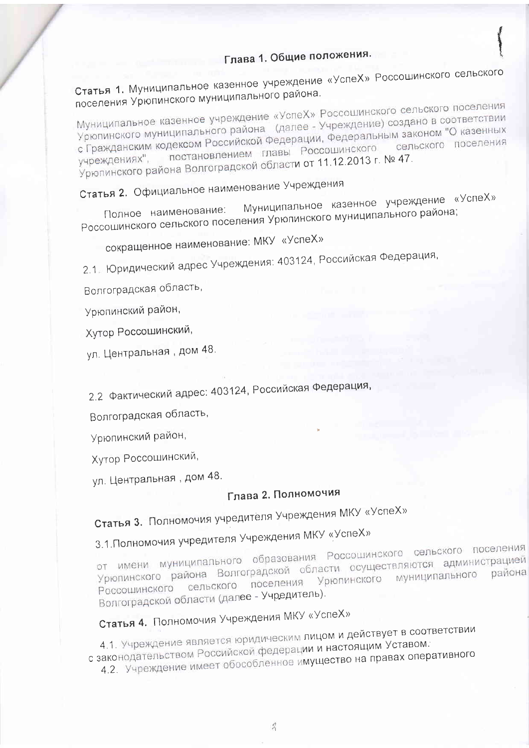## Глава 1. Общие положения.

**Статья 1.** Муниципальное казенное учреждение «УспеХ» Россошинского сельского поселения Урюпинского муниципального района.

Муниципальное казенное учреждение «УспеХ» Россошинского сельского поселения Урюпинского муниципального района (далее - Учреждение) создано в соответствии с Гражданским кодексом Российской Федерации, Федеральным законом "О казенных учреждениях", постановлением главы Россошинского сельского поселения Урюпинского района Волгоградской области от 11.12.2013 г. № 47.

**Статья 2.** Официальное наименование Учреждения

Полное наименование: Муниципальное казенное учреждение «УспеХ» Россошинского сельского поселения Урюпинского муниципального района;

сокращенное наименование: МКУ «УспеХ»

2.1. Юридический адрес Учреждения: 403124, Российская Федерация,

Волгоградская область,

Урюпинский район,

Хутор Россошинский,

ул. Центральная , дом 48.

2.2 Фактический адрес: 403124, Российская Федерация,

Волгоградская область,

Урюпинский район,

Хутор Россошинский,

ул. Центральная , дом 48.

## Глава 2. Полномочия

**Статья 3.** Полномочия учредителя Учреждения МКУ «УспеХ»

3.1.Полномочия учредителя Учреждения МКУ «УспеХ»

от имени муниципального образования Россошинского сельского поселения Урюпинского района Волгоградской области осуществляются администрацией Россошинского сельского поселения Урюпинского муниципального района Волгоградской области (далее - Учредитель).

**Статья 4.** Полномочия Учреждения МКУ «УспеХ»

4.1. Учреждение является юридическим лицом и действует в соответствии с законодательством Российской федерации и настоящим Уставом.

4.2. Учреждение имеет обособленное имущество на правах оперативного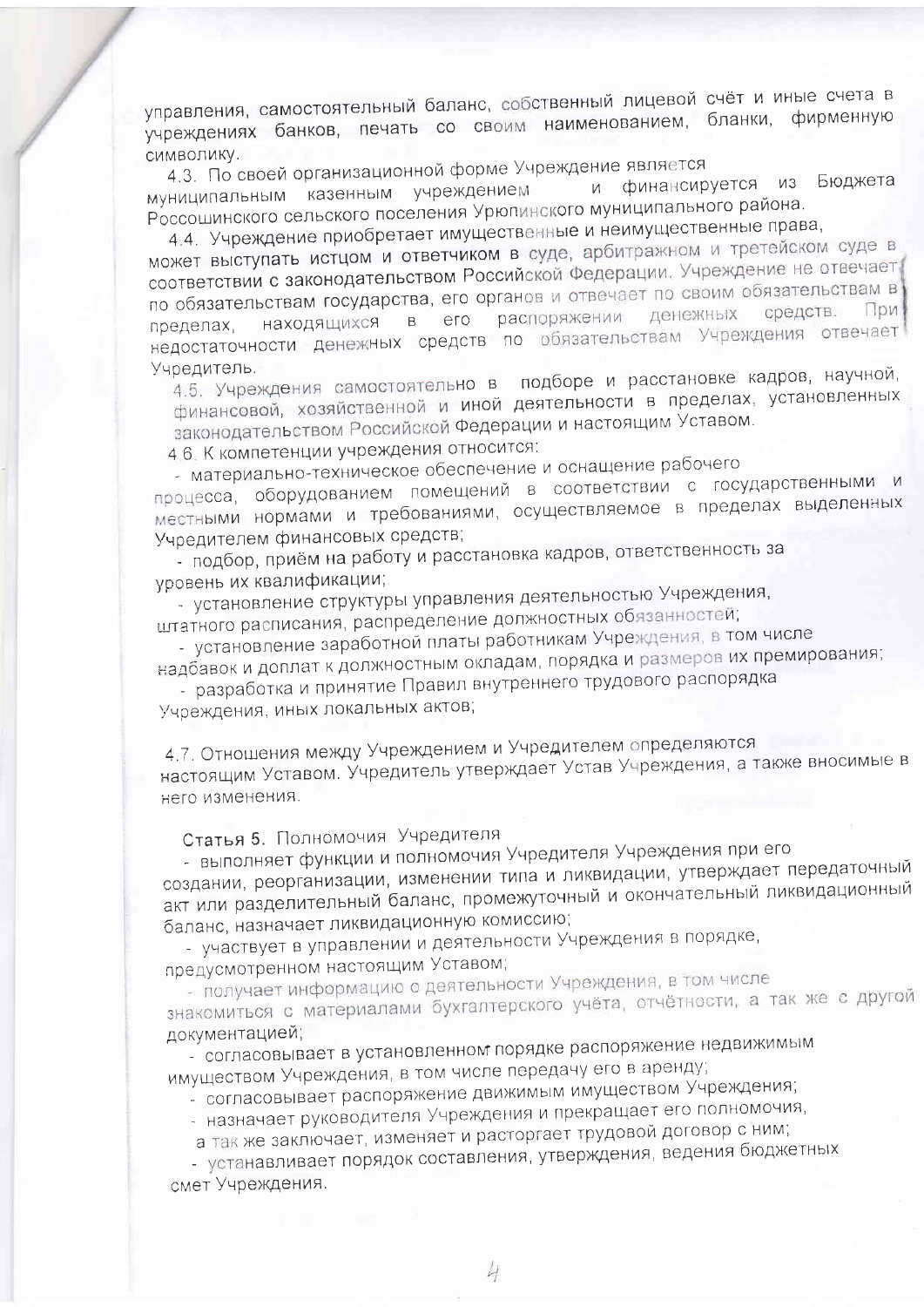управления, самостоятельный баланс, собственный лицевой счёт и иные счета в учреждениях банков, печать со своим наименованием, бланки, фирменную символику.

4.3. По своей организационной форме Учреждение является муниципальным казенным учреждением и финансируется из Бюджета Россошинского сельского поселения Урюпинского муниципального района.

4.4. Учреждение приобретает имущественные и неимущественные права, может выступать истцом и ответчиком в суде, арбитражном и третейском суде в соответствии с законодательством Российской Федерации. Учреждение не отвечает по обязательствам государства, его органов и отвечает по своим обязательствам в пределах, находящихся в его распоряжении денежных средств. При недостаточности денежных средств по обязательствам Учреждения отвечает Учредитель.

4.5. Учреждения самостоятельно в подборе и расстановке кадров, научной, финансовой, хозяйственной и иной деятельности в пределах, установленных законодательством Российской Федерации и настоящим Уставом.

4.6. К компетенции учреждения относится:

- материально-техническое обеспечение и оснащение рабочего процесса, оборудованием помещений в соответствии с государственными и местными нормами и требованиями, осуществляемое в пределах выделенных Учредителем финансовых средств;
- подбор, приём на работу и расстановка кадров, ответственность за уровень их квалификации;
- установление структуры управления деятельностью Учреждения, штатного расписания, распределение должностных обязанностей;
- установление заработной платы работникам Учреждения, в том числе надбавок и доплат к должностным окладам, порядка и размеров их премирования;
- разработка и принятие Правил внутреннего трудового распорядка Учреждения, иных локальных актов;

4.7. Отношения между Учреждением и Учредителем определяются настоящим Уставом. Учредитель утверждает Устав Учреждения, а также вносимые в него изменения.

## Статья 5. Полномочия Учредителя

- выполняет функции и полномочия Учредителя Учреждения при его создании, реорганизации, изменении типа и ликвидации, утверждает передаточный акт или разделительный баланс, промежуточный и окончательный ликвидационный баланс, назначает ликвидационную комиссию;
- участвует в управлении и деятельности Учреждения в порядке, предусмотренном настоящим Уставом;
- получает информацию о деятельности Учреждения, в том числе знакомиться с материалами бухгалтерского учёта, отчётности, а так же с другой документацией;
- согласовывает в установленном порядке распоряжение недвижимым имуществом Учреждения, в том числе передачу его в аренду;
- согласовывает распоряжение движимым имуществом Учреждения;
- назначает руководителя Учреждения и прекращает его полномочия, а так же заключает, изменяет и расторгает трудовой договор с ним;
- устанавливает порядок составления, утверждения, ведения бюджетных смет Учреждения.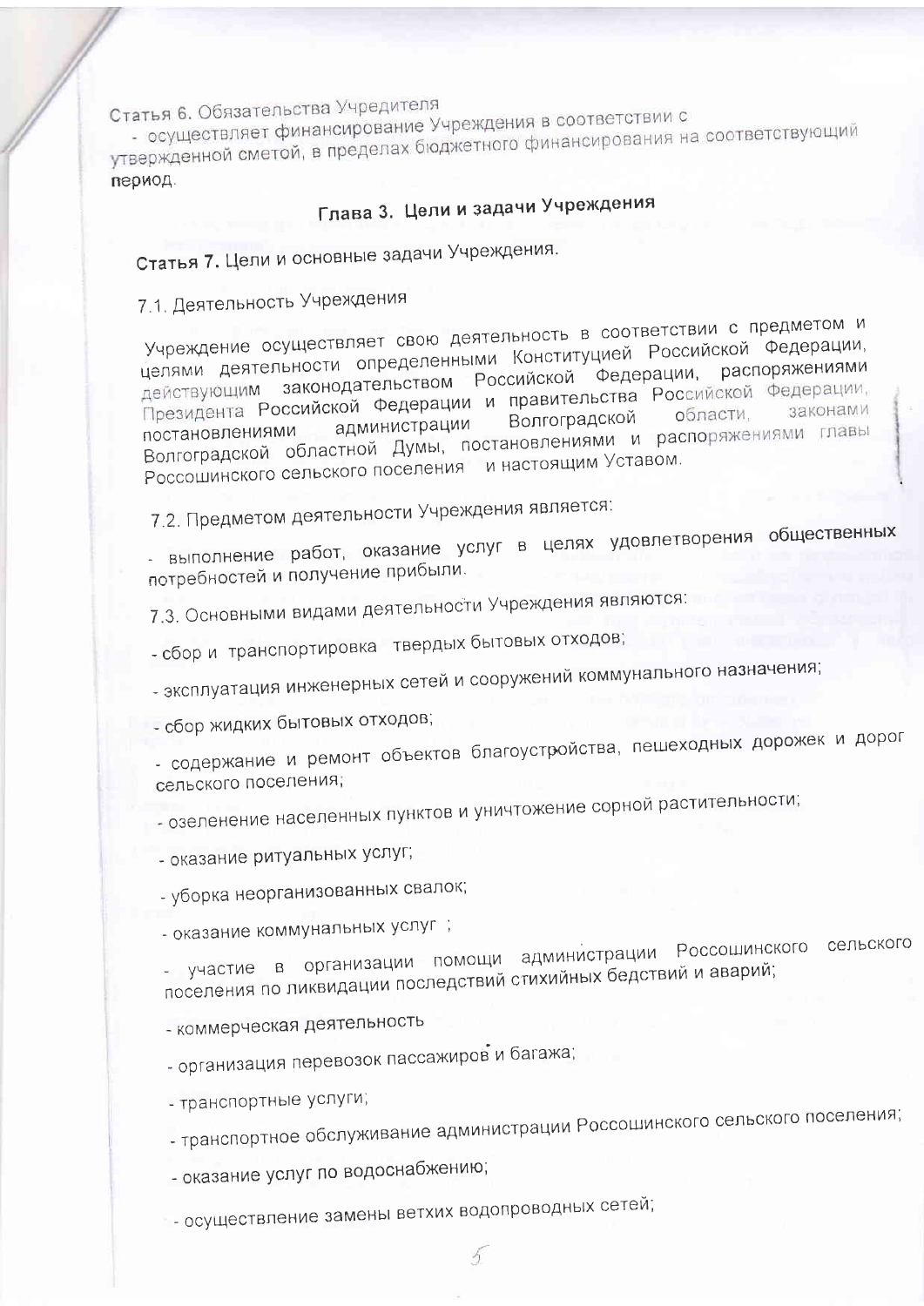Статья 6. Обязательства Учредителя

- осуществляет финансирование Учреждения в соответствии с утвержденной сметой, в пределах бюджетного финансирования на соответствующий период.

## Глава 3. Цели и задачи Учреждения

**Статья 7.** Цели и основные задачи Учреждения.

7.1. Деятельность Учреждения

Учреждение осуществляет свою деятельность в соответствии с предметом и целями деятельности определенными Конституцией Российской Федерации, действующим законодательством Российской Федерации, распоряжениями Президента Российской Федерации и правительства Российской Федерации, постановлениями администрации Волгоградской области, законами Волгоградской областной Думы, постановлениями и распоряжениями главы Россошинского сельского поселения и настоящим Уставом.

7.2. Предметом деятельности Учреждения является:

- выполнение работ, оказание услуг в целях удовлетворения общественных потребностей и получение прибыли.

7.3. Основными видами деятельности Учреждения являются:

- сбор и транспортировка твердых бытовых отходов;
- эксплуатация инженерных сетей и сооружений коммунального назначения;
- сбор жидких бытовых отходов;
- содержание и ремонт объектов благоустройства, пешеходных дорожек и дорог сельского поселения;
- озеленение населенных пунктов и уничтожение сорной растительности;
- оказание ритуальных услуг;
- уборка неорганизованных свалок;
- оказание коммунальных услуг ;
- участие в организации помощи администрации Россошинского сельского поселения по ликвидации последствий стихийных бедствий и аварий;
- коммерческая деятельность
- организация перевозок пассажиров и багажа;
- транспортные услуги;
- транспортное обслуживание администрации Россошинского сельского поселения;
- оказание услуг по водоснабжению;
- осуществление замены ветхих водопроводных сетей;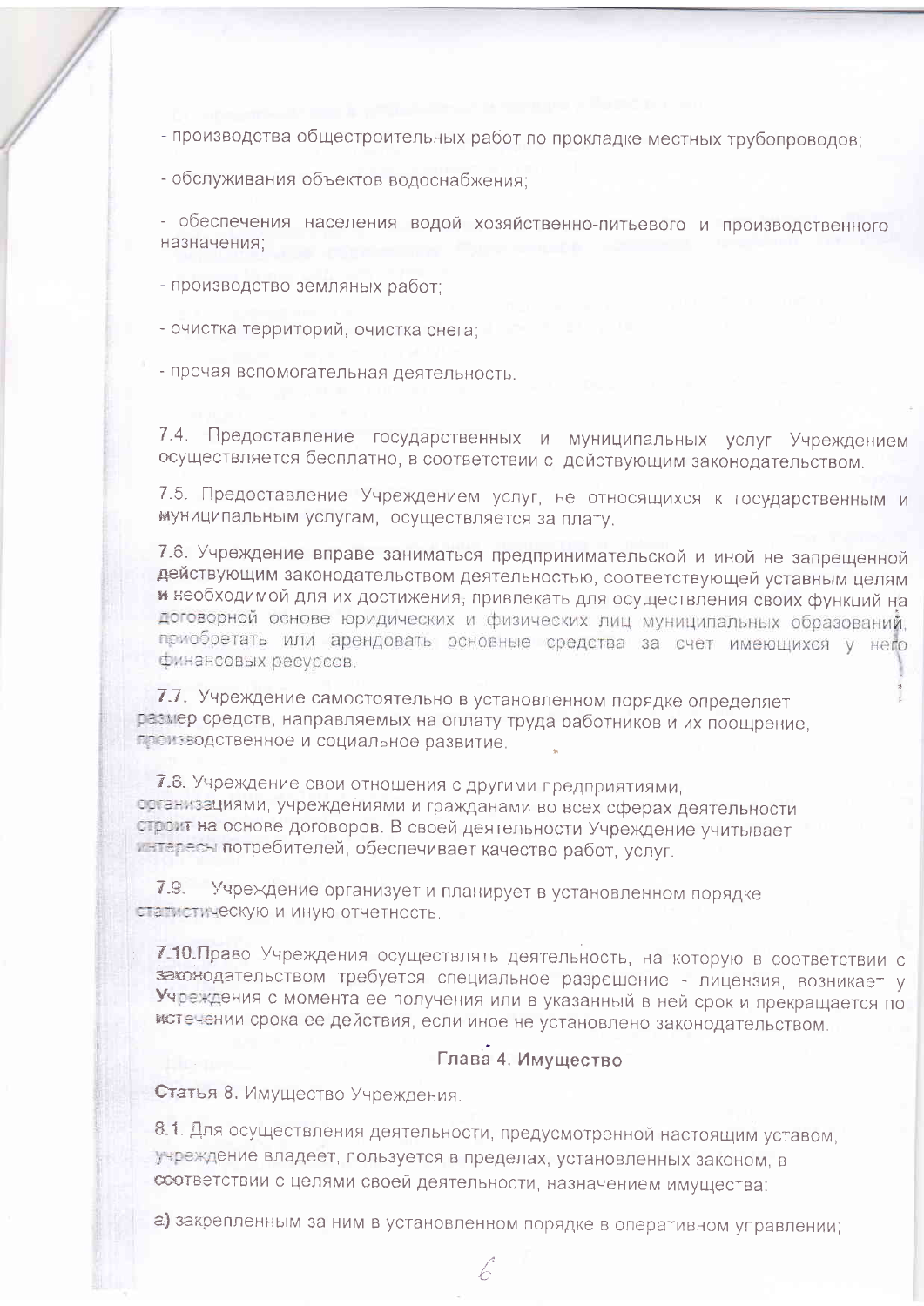- производства общестроительных работ по прокладке местных трубопроводов;

- обслуживания объектов водоснабжения;

- обеспечения населения водой хозяйственно-питьевого и производственного назначения;

- производство земляных работ;

- очистка территорий, очистка снега;

- прочая вспомогательная деятельность.

7.4. Предоставление государственных и муниципальных услуг Учреждением осуществляется бесплатно, в соответствии с действующим законодательством.

7.5. Предоставление Учреждением услуг, не относящихся к государственным и муниципальным услугам, осуществляется за плату.

7.6. Учреждение вправе заниматься предпринимательской и иной не запрещенной действующим законодательством деятельностью, соответствующей уставным целям и необходимой для их достижения, привлекать для осуществления своих функций на договорной основе юридических и физических лиц муниципальных образований, приобретать или арендовать основные средства за счет имеющихся у него финансовых ресурсов.

7.7. Учреждение самостоятельно в установленном порядке определяет размер средств, направляемых на оплату труда работников и их поощрение, производственное и социальное развитие.

7.8. Учреждение свои отношения с другими предприятиями, организациями, учреждениями и гражданами во всех сферах деятельности строит на основе договоров. В своей деятельности Учреждение учитывает интересы потребителей, обеспечивает качество работ, услуг.

7.9. Учреждение организует и планирует в установленном порядке статистическую и иную отчетность.

7.10. Право Учреждения осуществлять деятельность, на которую в соответствии с законодательством требуется специальное разрешение - лицензия, возникает у Учреждения с момента ее получения или в указанный в ней срок и прекращается по истечении срока ее действия, если иное не установлено законодательством.

## Глава 4. Имущество

**Статья 8.** Имущество Учреждения.

8.1. Для осуществления деятельности, предусмотренной настоящим уставом, учреждение владеет, пользуется в пределах, установленных законом, в соответствии с целями своей деятельности, назначением имущества:

а) закрепленным за ним в установленном порядке в оперативном управлении;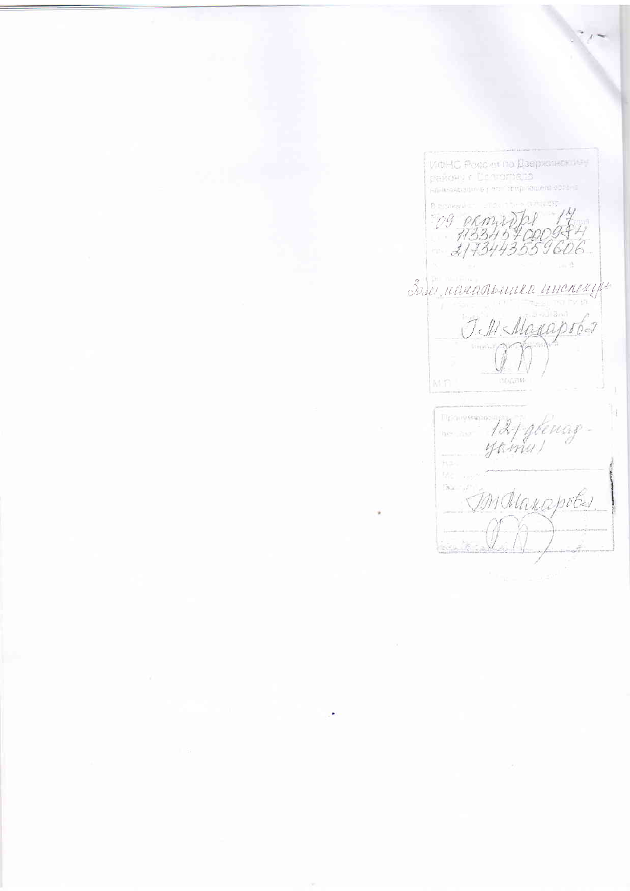ИФНС России по Дзержинскому району г. Волгограда

наименование регистрирующего органа

В органе ... 09 октября 17

ОГРН 1133457000984

ГРН 2173443559606

Зам. начальника инспекции

Т.М. Макарова

М.П.

подпись

Пронумеровано 12 (двенадцать)

Т.М. Макарова